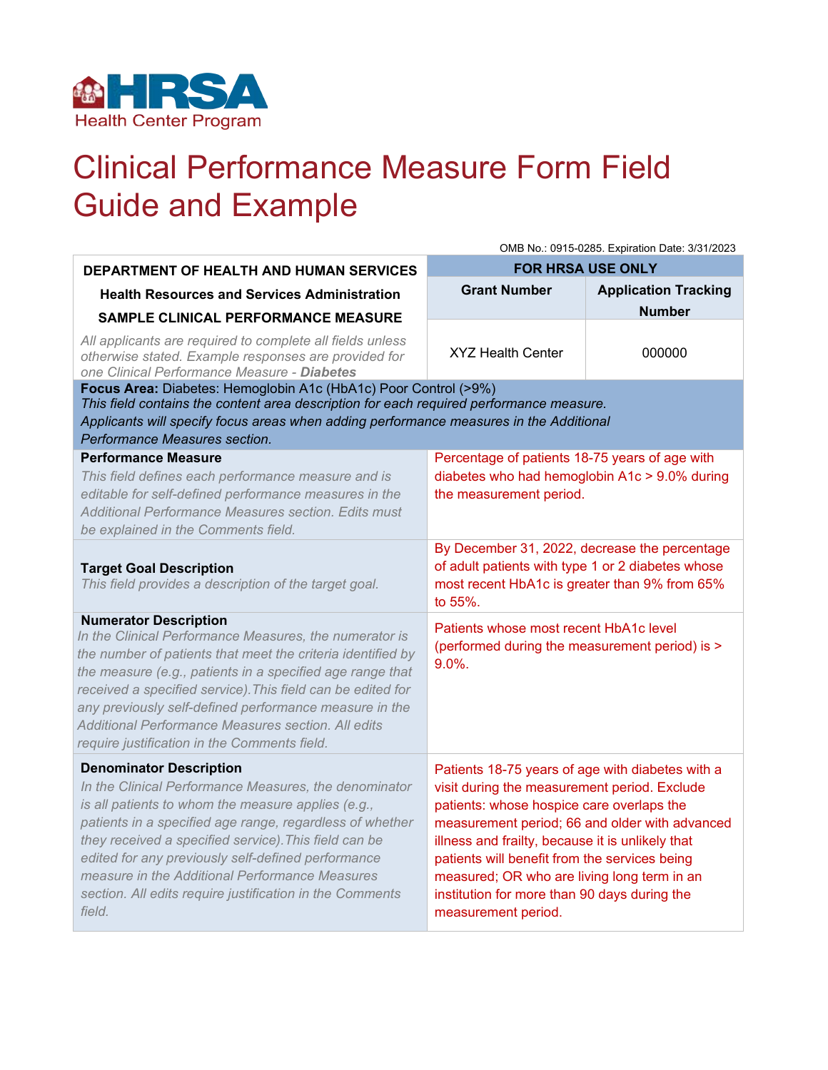HRSA Health Center Program

# Clinical Performance Measure Form Field Guide and Example

OMB No.: 0915-0285. Expiration Date: 3/31/2023

| **DEPARTMENT OF HEALTH AND HUMAN SERVICES** **Health Resources and Services Administration** **SAMPLE CLINICAL PERFORMANCE MEASURE** | **FOR HRSA USE ONLY** | |
|---|---|---|
| | **Grant Number** | **Application Tracking Number** |
| *All applicants are required to complete all fields unless otherwise stated. Example responses are provided for one Clinical Performance Measure - **Diabetes*** | XYZ Health Center | 000000 |

**Focus Area:** Diabetes: Hemoglobin A1c (HbA1c) Poor Control (>9%)
*This field contains the content area description for each required performance measure. Applicants will specify focus areas when adding performance measures in the Additional Performance Measures section.*

| Field | Example Response |
|---|---|
| **Performance Measure** *This field defines each performance measure and is editable for self-defined performance measures in the Additional Performance Measures section. Edits must be explained in the Comments field.* | Percentage of patients 18-75 years of age with diabetes who had hemoglobin A1c > 9.0% during the measurement period. |
| **Target Goal Description** *This field provides a description of the target goal.* | By December 31, 2022, decrease the percentage of adult patients with type 1 or 2 diabetes whose most recent HbA1c is greater than 9% from 65% to 55%. |
| **Numerator Description** *In the Clinical Performance Measures, the numerator is the number of patients that meet the criteria identified by the measure (e.g., patients in a specified age range that received a specified service). This field can be edited for any previously self-defined performance measure in the Additional Performance Measures section. All edits require justification in the Comments field.* | Patients whose most recent HbA1c level (performed during the measurement period) is > 9.0%. |
| **Denominator Description** *In the Clinical Performance Measures, the denominator is all patients to whom the measure applies (e.g., patients in a specified age range, regardless of whether they received a specified service). This field can be edited for any previously self-defined performance measure in the Additional Performance Measures section. All edits require justification in the Comments field.* | Patients 18-75 years of age with diabetes with a visit during the measurement period. Exclude patients: whose hospice care overlaps the measurement period; 66 and older with advanced illness and frailty, because it is unlikely that patients will benefit from the services being measured; OR who are living long term in an institution for more than 90 days during the measurement period. |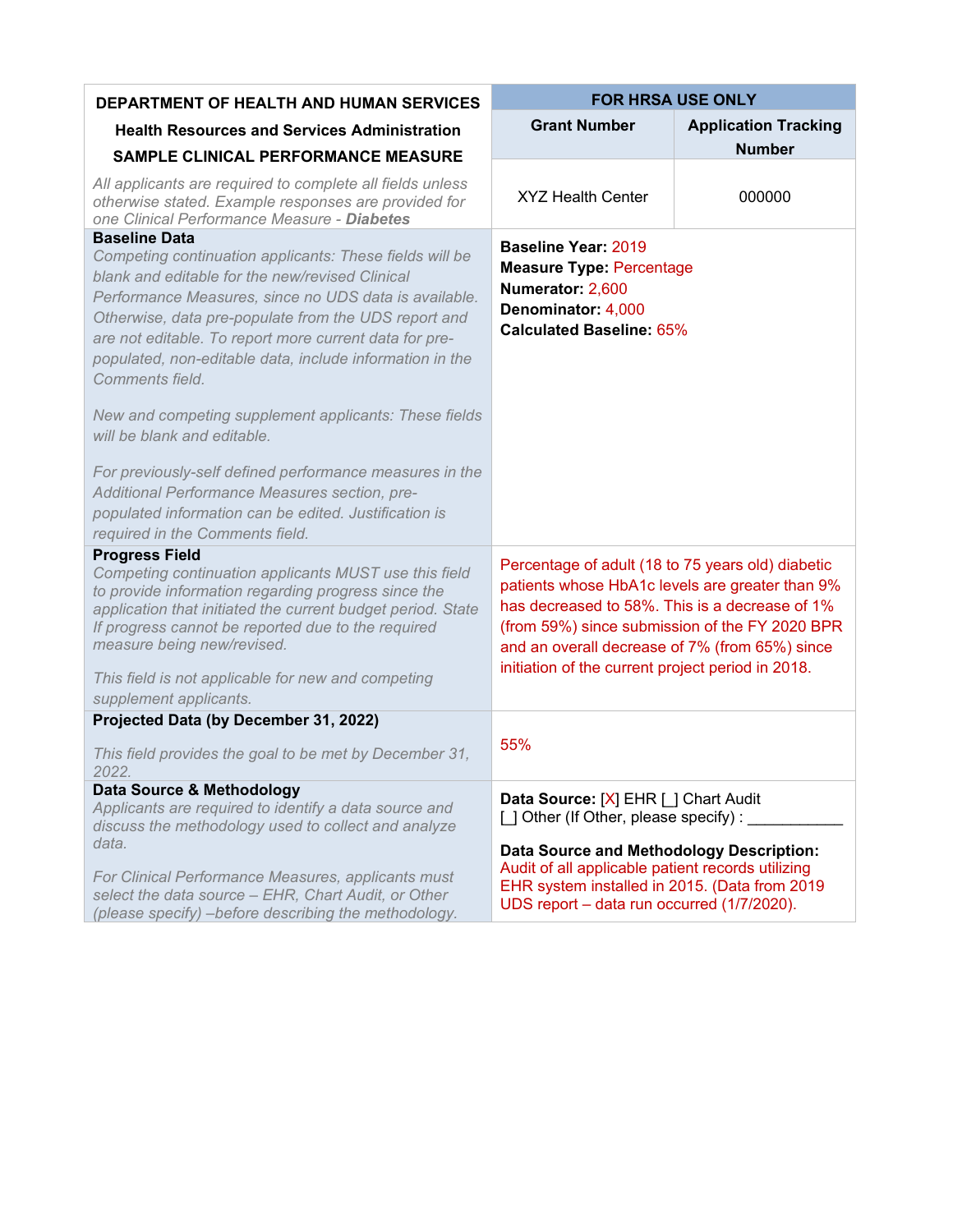| DEPARTMENT OF HEALTH AND HUMAN SERVICES<br>Health Resources and Services Administration<br>SAMPLE CLINICAL PERFORMANCE MEASURE | FOR HRSA USE ONLY | |
|---|---|---|
| | **Grant Number** | **Application Tracking Number** |
| *All applicants are required to complete all fields unless otherwise stated. Example responses are provided for one Clinical Performance Measure -* ***Diabetes*** | XYZ Health Center | 000000 |
| **Baseline Data**<br>*Competing continuation applicants: These fields will be blank and editable for the new/revised Clinical Performance Measures, since no UDS data is available. Otherwise, data pre-populate from the UDS report and are not editable. To report more current data for pre-populated, non-editable data, include information in the Comments field.*<br><br>*New and competing supplement applicants: These fields will be blank and editable.*<br><br>*For previously-self defined performance measures in the Additional Performance Measures section, pre-populated information can be edited. Justification is required in the Comments field.* | **Baseline Year:** 2019<br>**Measure Type:** Percentage<br>**Numerator:** 2,600<br>**Denominator:** 4,000<br>**Calculated Baseline:** 65% | |
| **Progress Field**<br>*Competing continuation applicants MUST use this field to provide information regarding progress since the application that initiated the current budget period. State If progress cannot be reported due to the required measure being new/revised.*<br><br>*This field is not applicable for new and competing supplement applicants.* | Percentage of adult (18 to 75 years old) diabetic patients whose HbA1c levels are greater than 9% has decreased to 58%. This is a decrease of 1% (from 59%) since submission of the FY 2020 BPR and an overall decrease of 7% (from 65%) since initiation of the current project period in 2018. | |
| **Projected Data (by December 31, 2022)**<br><br>*This field provides the goal to be met by December 31, 2022.* | 55% | |
| **Data Source & Methodology**<br>*Applicants are required to identify a data source and discuss the methodology used to collect and analyze data.*<br><br>*For Clinical Performance Measures, applicants must select the data source – EHR, Chart Audit, or Other (please specify) –before describing the methodology.* | **Data Source:** [X] EHR [_] Chart Audit<br>[_] Other (If Other, please specify) : ___________<br><br>**Data Source and Methodology Description:**<br>Audit of all applicable patient records utilizing EHR system installed in 2015. (Data from 2019 UDS report – data run occurred (1/7/2020). | |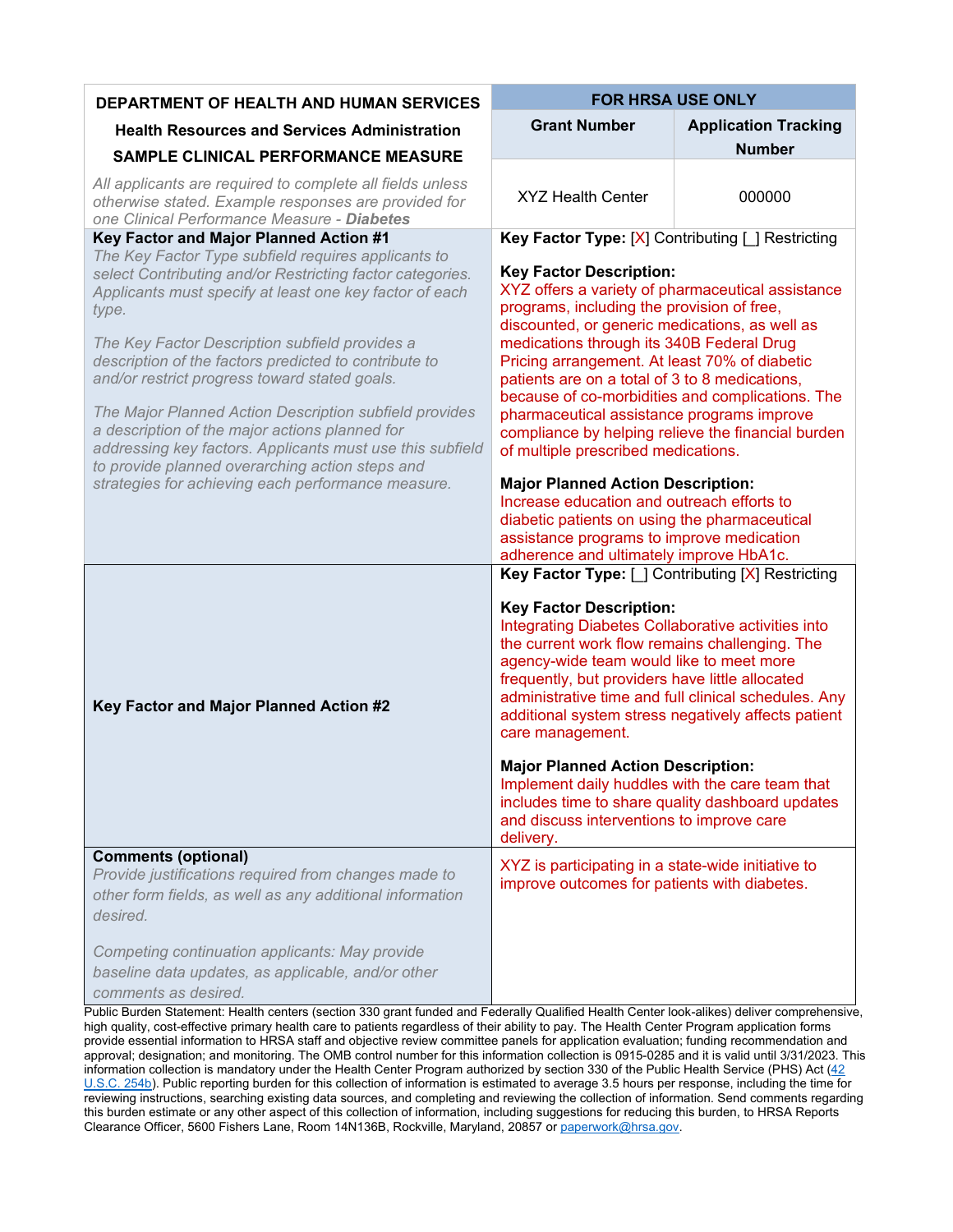| DEPARTMENT OF HEALTH AND HUMAN SERVICES<br>Health Resources and Services Administration<br>SAMPLE CLINICAL PERFORMANCE MEASURE | FOR HRSA USE ONLY | |
|---|---|---|
| | **Grant Number** | **Application Tracking Number** |
| *All applicants are required to complete all fields unless otherwise stated. Example responses are provided for one Clinical Performance Measure - **Diabetes*** | XYZ Health Center | 000000 |
| **Key Factor and Major Planned Action #1**<br>*The Key Factor Type subfield requires applicants to select Contributing and/or Restricting factor categories. Applicants must specify at least one key factor of each type.*<br><br>*The Key Factor Description subfield provides a description of the factors predicted to contribute to and/or restrict progress toward stated goals.*<br><br>*The Major Planned Action Description subfield provides a description of the major actions planned for addressing key factors. Applicants must use this subfield to provide planned overarching action steps and strategies for achieving each performance measure.* | **Key Factor Type:** [X] Contributing [_] Restricting<br><br>**Key Factor Description:**<br>XYZ offers a variety of pharmaceutical assistance programs, including the provision of free, discounted, or generic medications, as well as medications through its 340B Federal Drug Pricing arrangement. At least 70% of diabetic patients are on a total of 3 to 8 medications, because of co-morbidities and complications. The pharmaceutical assistance programs improve compliance by helping relieve the financial burden of multiple prescribed medications.<br><br>**Major Planned Action Description:**<br>Increase education and outreach efforts to diabetic patients on using the pharmaceutical assistance programs to improve medication adherence and ultimately improve HbA1c. | |
| **Key Factor and Major Planned Action #2** | **Key Factor Type:** [_] Contributing [X] Restricting<br><br>**Key Factor Description:**<br>Integrating Diabetes Collaborative activities into the current work flow remains challenging. The agency-wide team would like to meet more frequently, but providers have little allocated administrative time and full clinical schedules. Any additional system stress negatively affects patient care management.<br><br>**Major Planned Action Description:**<br>Implement daily huddles with the care team that includes time to share quality dashboard updates and discuss interventions to improve care delivery. | |
| **Comments (optional)**<br>*Provide justifications required from changes made to other form fields, as well as any additional information desired.*<br><br>*Competing continuation applicants: May provide baseline data updates, as applicable, and/or other comments as desired.* | XYZ is participating in a state-wide initiative to improve outcomes for patients with diabetes. | |

Public Burden Statement: Health centers (section 330 grant funded and Federally Qualified Health Center look-alikes) deliver comprehensive, high quality, cost-effective primary health care to patients regardless of their ability to pay. The Health Center Program application forms provide essential information to HRSA staff and objective review committee panels for application evaluation; funding recommendation and approval; designation; and monitoring. The OMB control number for this information collection is 0915-0285 and it is valid until 3/31/2023. This information collection is mandatory under the Health Center Program authorized by section 330 of the Public Health Service (PHS) Act (42 U.S.C. 254b). Public reporting burden for this collection of information is estimated to average 3.5 hours per response, including the time for reviewing instructions, searching existing data sources, and completing and reviewing the collection of information. Send comments regarding this burden estimate or any other aspect of this collection of information, including suggestions for reducing this burden, to HRSA Reports Clearance Officer, 5600 Fishers Lane, Room 14N136B, Rockville, Maryland, 20857 or paperwork@hrsa.gov.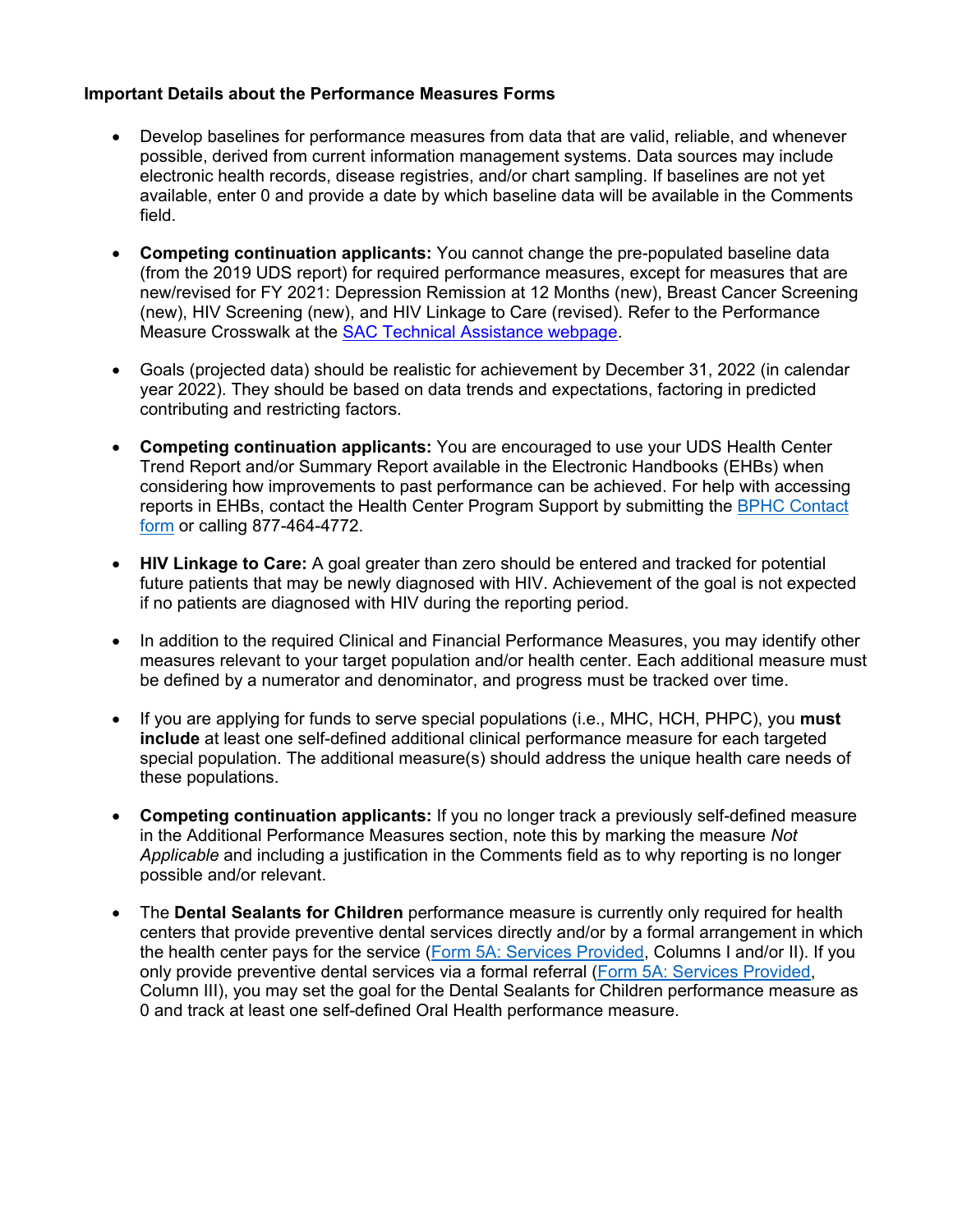**Important Details about the Performance Measures Forms**

- Develop baselines for performance measures from data that are valid, reliable, and whenever possible, derived from current information management systems. Data sources may include electronic health records, disease registries, and/or chart sampling. If baselines are not yet available, enter 0 and provide a date by which baseline data will be available in the Comments field.
- **Competing continuation applicants:** You cannot change the pre-populated baseline data (from the 2019 UDS report) for required performance measures, except for measures that are new/revised for FY 2021: Depression Remission at 12 Months (new), Breast Cancer Screening (new), HIV Screening (new), and HIV Linkage to Care (revised). Refer to the Performance Measure Crosswalk at the SAC Technical Assistance webpage.
- Goals (projected data) should be realistic for achievement by December 31, 2022 (in calendar year 2022). They should be based on data trends and expectations, factoring in predicted contributing and restricting factors.
- **Competing continuation applicants:** You are encouraged to use your UDS Health Center Trend Report and/or Summary Report available in the Electronic Handbooks (EHBs) when considering how improvements to past performance can be achieved. For help with accessing reports in EHBs, contact the Health Center Program Support by submitting the BPHC Contact form or calling 877-464-4772.
- **HIV Linkage to Care:** A goal greater than zero should be entered and tracked for potential future patients that may be newly diagnosed with HIV. Achievement of the goal is not expected if no patients are diagnosed with HIV during the reporting period.
- In addition to the required Clinical and Financial Performance Measures, you may identify other measures relevant to your target population and/or health center. Each additional measure must be defined by a numerator and denominator, and progress must be tracked over time.
- If you are applying for funds to serve special populations (i.e., MHC, HCH, PHPC), you **must include** at least one self-defined additional clinical performance measure for each targeted special population. The additional measure(s) should address the unique health care needs of these populations.
- **Competing continuation applicants:** If you no longer track a previously self-defined measure in the Additional Performance Measures section, note this by marking the measure *Not Applicable* and including a justification in the Comments field as to why reporting is no longer possible and/or relevant.
- The **Dental Sealants for Children** performance measure is currently only required for health centers that provide preventive dental services directly and/or by a formal arrangement in which the health center pays for the service (Form 5A: Services Provided, Columns I and/or II). If you only provide preventive dental services via a formal referral (Form 5A: Services Provided, Column III), you may set the goal for the Dental Sealants for Children performance measure as 0 and track at least one self-defined Oral Health performance measure.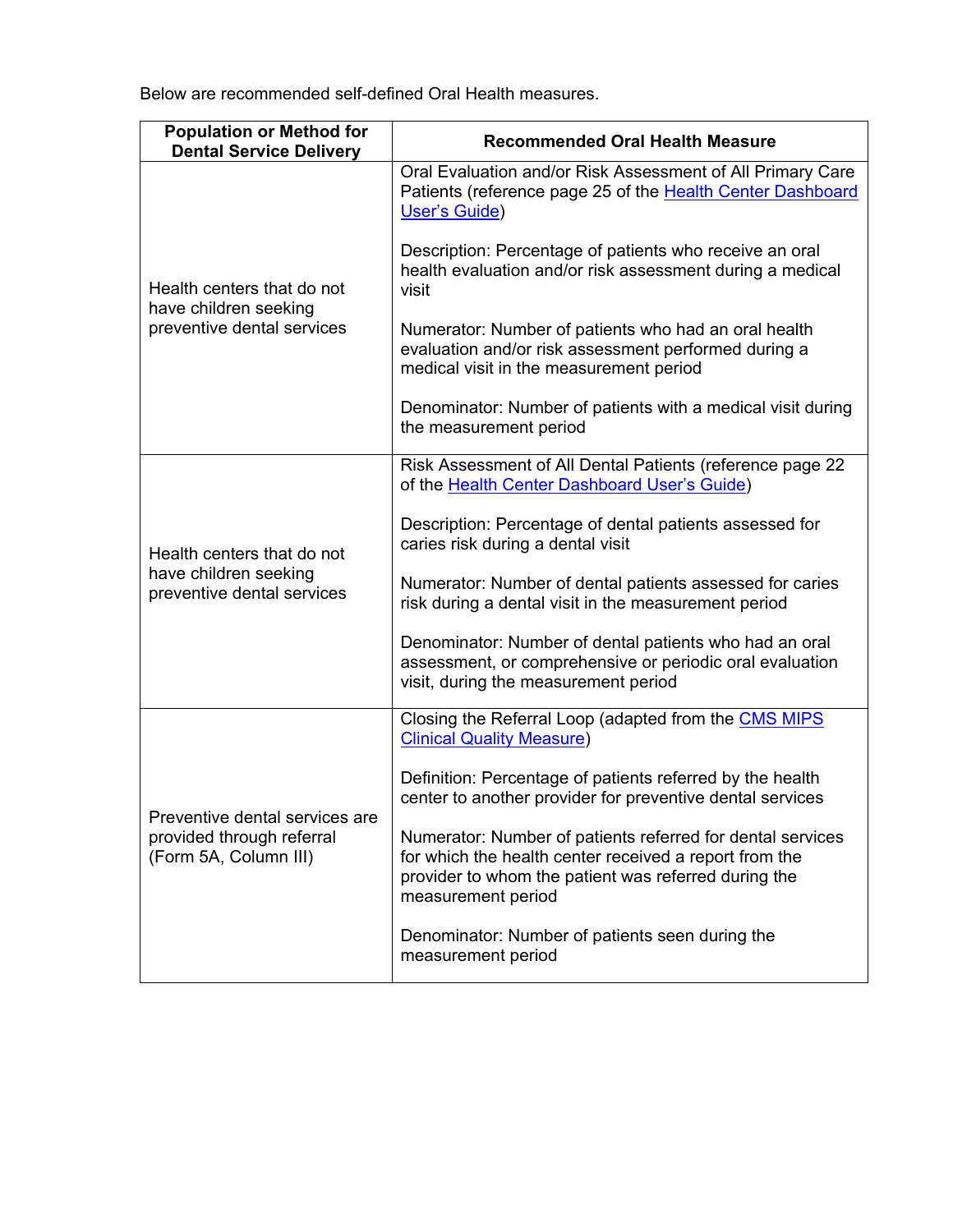Below are recommended self-defined Oral Health measures.

| Population or Method for Dental Service Delivery | Recommended Oral Health Measure |
|---|---|
| Health centers that do not have children seeking preventive dental services | Oral Evaluation and/or Risk Assessment of All Primary Care Patients (reference page 25 of the Health Center Dashboard User's Guide)<br><br>Description: Percentage of patients who receive an oral health evaluation and/or risk assessment during a medical visit<br><br>Numerator: Number of patients who had an oral health evaluation and/or risk assessment performed during a medical visit in the measurement period<br><br>Denominator: Number of patients with a medical visit during the measurement period |
| Health centers that do not have children seeking preventive dental services | Risk Assessment of All Dental Patients (reference page 22 of the Health Center Dashboard User's Guide)<br><br>Description: Percentage of dental patients assessed for caries risk during a dental visit<br><br>Numerator: Number of dental patients assessed for caries risk during a dental visit in the measurement period<br><br>Denominator: Number of dental patients who had an oral assessment, or comprehensive or periodic oral evaluation visit, during the measurement period |
| Preventive dental services are provided through referral (Form 5A, Column III) | Closing the Referral Loop (adapted from the CMS MIPS Clinical Quality Measure)<br><br>Definition: Percentage of patients referred by the health center to another provider for preventive dental services<br><br>Numerator: Number of patients referred for dental services for which the health center received a report from the provider to whom the patient was referred during the measurement period<br><br>Denominator: Number of patients seen during the measurement period |